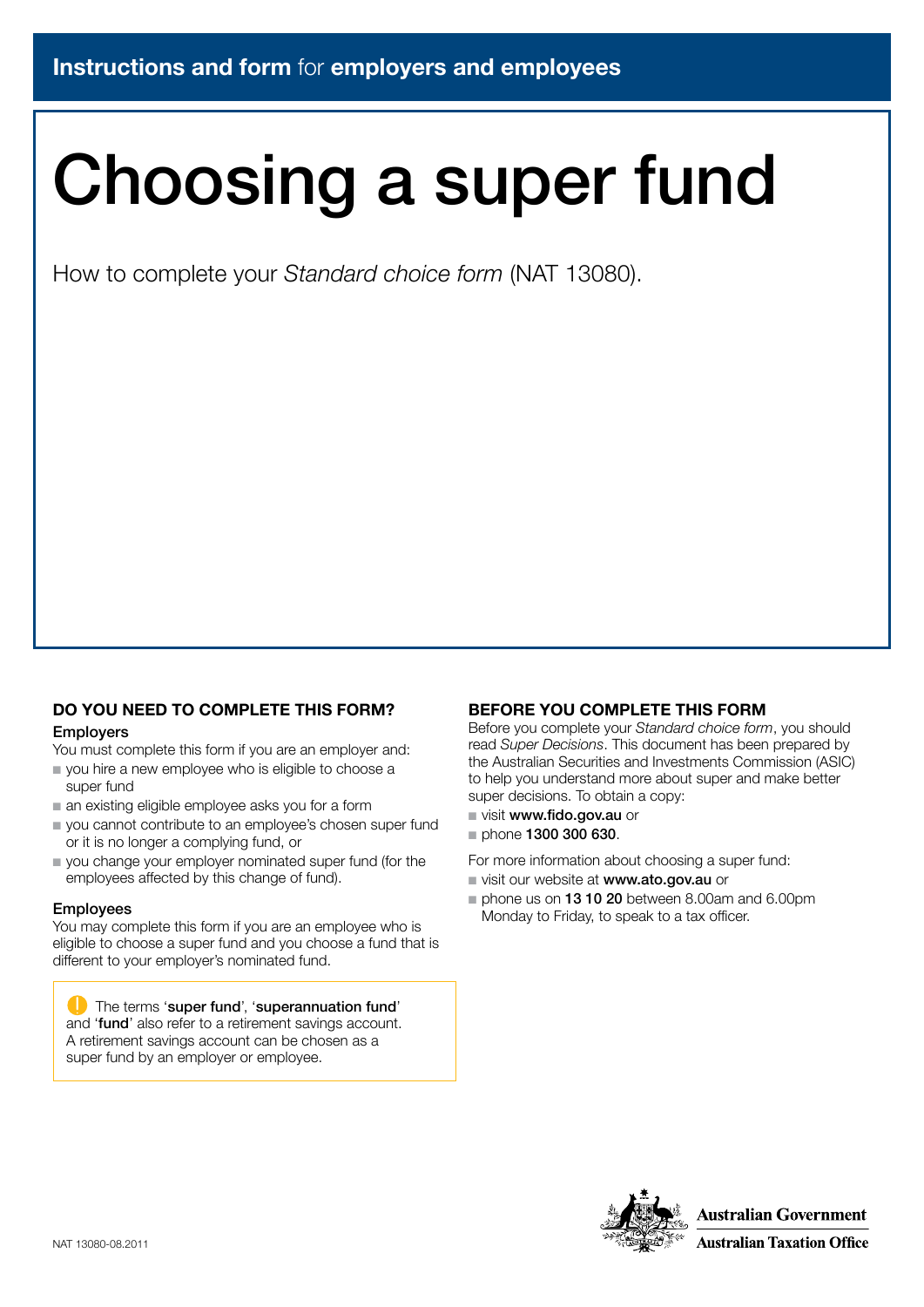**Instructions and form** for **employers and employees**

# Choosing a super fund

How to complete your *Standard choice form* (NAT 13080).

## DO YOU NEED TO COMPLETE THIS FORM?

### Employers

You must complete this form if you are an employer and:

- you hire a new employee who is eligible to choose a super fund
- an existing eligible employee asks you for a form
- you cannot contribute to an employee's chosen super fund or it is no longer a complying fund, or
- you change your employer nominated super fund (for the employees affected by this change of fund).

### Employees

You may complete this form if you are an employee who is eligible to choose a super fund and you choose a fund that is different to your employer's nominated fund.

> The terms '**super fund**', '**superannuation fund**' and '**fund**' also refer to a retirement savings account. A retirement savings account can be chosen as a super fund by an employer or employee.

## BEFORE YOU COMPLETE THIS FORM

Before you complete your *Standard choice form*, you should read *Super Decisions*. This document has been prepared by the Australian Securities and Investments Commission (ASIC) to help you understand more about super and make better super decisions. To obtain a copy:

- visit **www.fido.gov.au** or
- phone **1300 300 630**.

For more information about choosing a super fund:

- visit our website at **www.ato.gov.au** or
- phone us on **13 10 20** between 8.00am and 6.00pm Monday to Friday, to speak to a tax officer.

NAT 13080-08.2011

**Australian Government**
**Australian Taxation Office**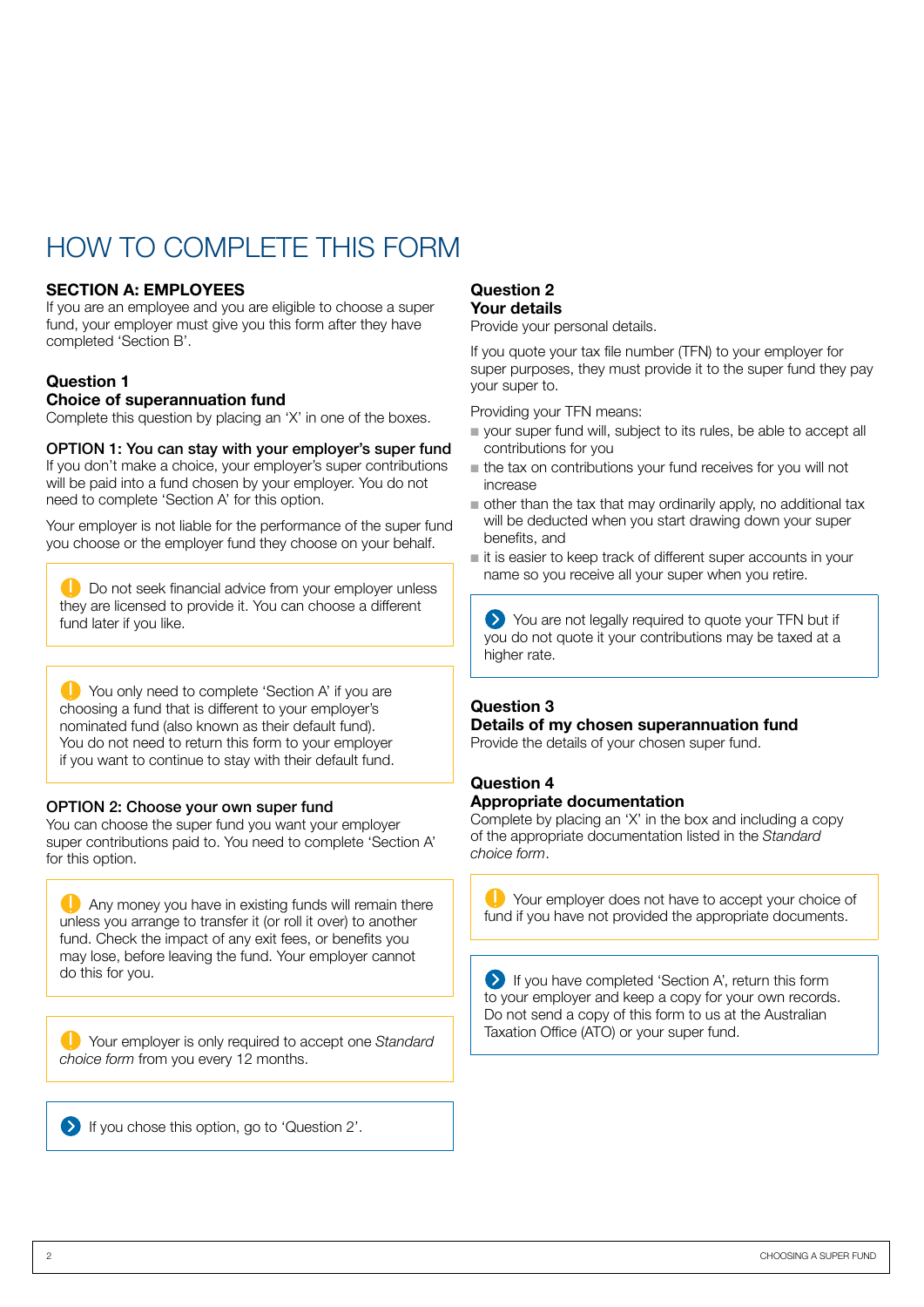# HOW TO COMPLETE THIS FORM

## SECTION A: EMPLOYEES

If you are an employee and you are eligible to choose a super fund, your employer must give you this form after they have completed 'Section B'.

### Question 1
### Choice of superannuation fund

Complete this question by placing an 'X' in one of the boxes.

**OPTION 1: You can stay with your employer's super fund**

If you don't make a choice, your employer's super contributions will be paid into a fund chosen by your employer. You do not need to complete 'Section A' for this option.

Your employer is not liable for the performance of the super fund you choose or the employer fund they choose on your behalf.

> Do not seek financial advice from your employer unless they are licensed to provide it. You can choose a different fund later if you like.

> You only need to complete 'Section A' if you are choosing a fund that is different to your employer's nominated fund (also known as their default fund). You do not need to return this form to your employer if you want to continue to stay with their default fund.

**OPTION 2: Choose your own super fund**

You can choose the super fund you want your employer super contributions paid to. You need to complete 'Section A' for this option.

> Any money you have in existing funds will remain there unless you arrange to transfer it (or roll it over) to another fund. Check the impact of any exit fees, or benefits you may lose, before leaving the fund. Your employer cannot do this for you.

> Your employer is only required to accept one *Standard choice form* from you every 12 months.

> If you chose this option, go to 'Question 2'.

### Question 2
### Your details

Provide your personal details.

If you quote your tax file number (TFN) to your employer for super purposes, they must provide it to the super fund they pay your super to.

Providing your TFN means:

- your super fund will, subject to its rules, be able to accept all contributions for you
- the tax on contributions your fund receives for you will not increase
- other than the tax that may ordinarily apply, no additional tax will be deducted when you start drawing down your super benefits, and
- it is easier to keep track of different super accounts in your name so you receive all your super when you retire.

> You are not legally required to quote your TFN but if you do not quote it your contributions may be taxed at a higher rate.

### Question 3
### Details of my chosen superannuation fund

Provide the details of your chosen super fund.

### Question 4
### Appropriate documentation

Complete by placing an 'X' in the box and including a copy of the appropriate documentation listed in the *Standard choice form*.

> Your employer does not have to accept your choice of fund if you have not provided the appropriate documents.

> If you have completed 'Section A', return this form to your employer and keep a copy for your own records. Do not send a copy of this form to us at the Australian Taxation Office (ATO) or your super fund.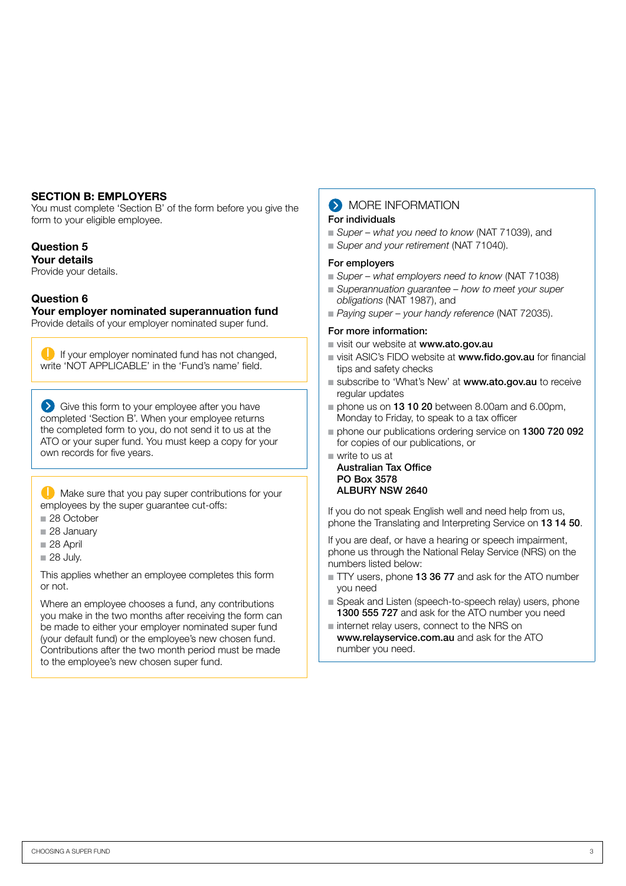## SECTION B: EMPLOYERS

You must complete 'Section B' of the form before you give the form to your eligible employee.

### Question 5
### Your details

Provide your details.

### Question 6
### Your employer nominated superannuation fund

Provide details of your employer nominated super fund.

> If your employer nominated fund has not changed, write 'NOT APPLICABLE' in the 'Fund's name' field.

> Give this form to your employee after you have completed 'Section B'. When your employee returns the completed form to you, do not send it to us at the ATO or your super fund. You must keep a copy for your own records for five years.

> Make sure that you pay super contributions for your employees by the super guarantee cut-offs:
> - 28 October
> - 28 January
> - 28 April
> - 28 July.
>
> This applies whether an employee completes this form or not.
>
> Where an employee chooses a fund, any contributions you make in the two months after receiving the form can be made to either your employer nominated super fund (your default fund) or the employee's new chosen fund. Contributions after the two month period must be made to the employee's new chosen super fund.

## MORE INFORMATION

**For individuals**

- *Super – what you need to know* (NAT 71039), and
- *Super and your retirement* (NAT 71040).

**For employers**

- *Super – what employers need to know* (NAT 71038)
- *Superannuation guarantee – how to meet your super obligations* (NAT 1987), and
- *Paying super – your handy reference* (NAT 72035).

**For more information:**

- visit our website at **www.ato.gov.au**
- visit ASIC's FIDO website at **www.fido.gov.au** for financial tips and safety checks
- subscribe to 'What's New' at **www.ato.gov.au** to receive regular updates
- phone us on **13 10 20** between 8.00am and 6.00pm, Monday to Friday, to speak to a tax officer
- phone our publications ordering service on **1300 720 092** for copies of our publications, or
- write to us at
  **Australian Tax Office**
  **PO Box 3578**
  **ALBURY NSW 2640**

If you do not speak English well and need help from us, phone the Translating and Interpreting Service on **13 14 50**.

If you are deaf, or have a hearing or speech impairment, phone us through the National Relay Service (NRS) on the numbers listed below:

- TTY users, phone **13 36 77** and ask for the ATO number you need
- Speak and Listen (speech-to-speech relay) users, phone **1300 555 727** and ask for the ATO number you need
- internet relay users, connect to the NRS on **www.relayservice.com.au** and ask for the ATO number you need.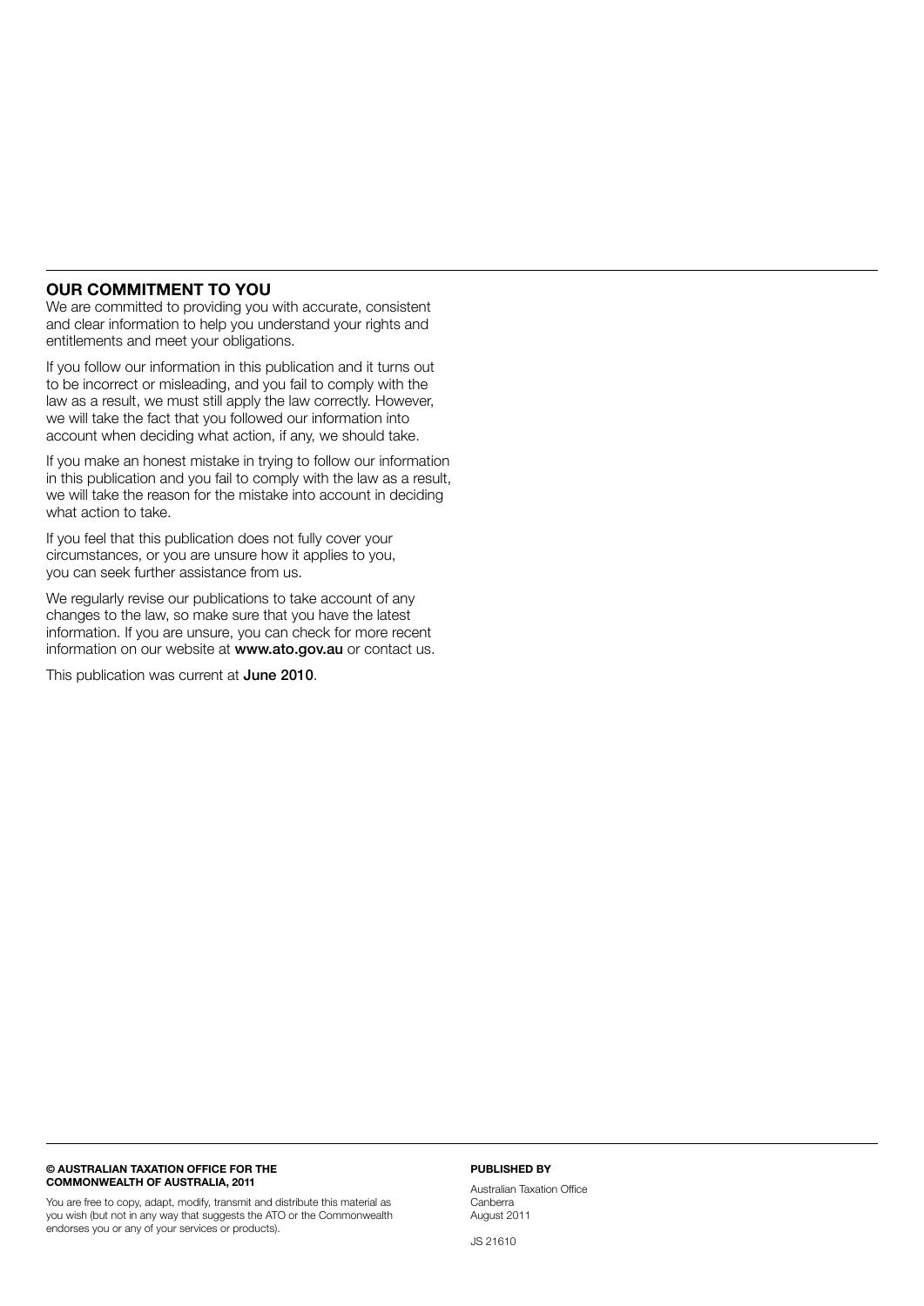## OUR COMMITMENT TO YOU

We are committed to providing you with accurate, consistent and clear information to help you understand your rights and entitlements and meet your obligations.

If you follow our information in this publication and it turns out to be incorrect or misleading, and you fail to comply with the law as a result, we must still apply the law correctly. However, we will take the fact that you followed our information into account when deciding what action, if any, we should take.

If you make an honest mistake in trying to follow our information in this publication and you fail to comply with the law as a result, we will take the reason for the mistake into account in deciding what action to take.

If you feel that this publication does not fully cover your circumstances, or you are unsure how it applies to you, you can seek further assistance from us.

We regularly revise our publications to take account of any changes to the law, so make sure that you have the latest information. If you are unsure, you can check for more recent information on our website at **www.ato.gov.au** or contact us.

This publication was current at **June 2010**.

**© AUSTRALIAN TAXATION OFFICE FOR THE COMMONWEALTH OF AUSTRALIA, 2011**

You are free to copy, adapt, modify, transmit and distribute this material as you wish (but not in any way that suggests the ATO or the Commonwealth endorses you or any of your services or products).

**PUBLISHED BY**

Australian Taxation Office
Canberra
August 2011

JS 21610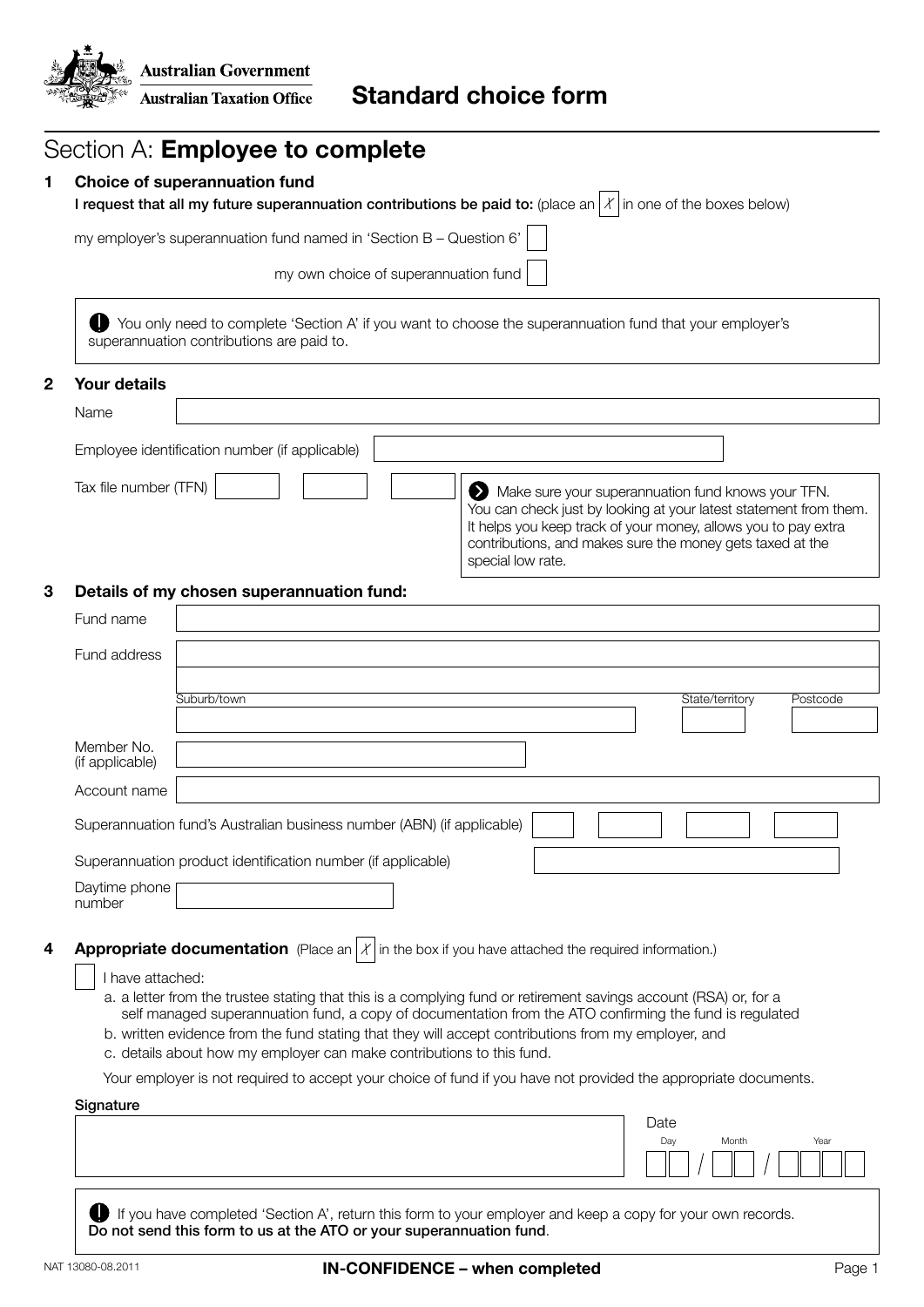Australian Government
Australian Taxation Office

# Standard choice form

## Section A: Employee to complete

### 1 Choice of superannuation fund

**I request that all my future superannuation contributions be paid to:** (place an X in one of the boxes below)

my employer's superannuation fund named in 'Section B – Question 6' ☐

my own choice of superannuation fund ☐

> You only need to complete 'Section A' if you want to choose the superannuation fund that your employer's superannuation contributions are paid to.

### 2 Your details

Name

Employee identification number (if applicable)

Tax file number (TFN)

> Make sure your superannuation fund knows your TFN. You can check just by looking at your latest statement from them. It helps you keep track of your money, allows you to pay extra contributions, and makes sure the money gets taxed at the special low rate.

### 3 Details of my chosen superannuation fund:

Fund name

Fund address

Suburb/town | State/territory | Postcode

Member No. (if applicable)

Account name

Superannuation fund's Australian business number (ABN) (if applicable)

Superannuation product identification number (if applicable)

Daytime phone number

### 4 Appropriate documentation (Place an X in the box if you have attached the required information.)

☐ I have attached:

a. a letter from the trustee stating that this is a complying fund or retirement savings account (RSA) or, for a self managed superannuation fund, a copy of documentation from the ATO confirming the fund is regulated
b. written evidence from the fund stating that they will accept contributions from my employer, and
c. details about how my employer can make contributions to this fund.

Your employer is not required to accept your choice of fund if you have not provided the appropriate documents.

**Signature**

Date
Day / Month / Year

> If you have completed 'Section A', return this form to your employer and keep a copy for your own records. **Do not send this form to us at the ATO or your superannuation fund.**

NAT 13080-08.2011

**IN-CONFIDENCE – when completed**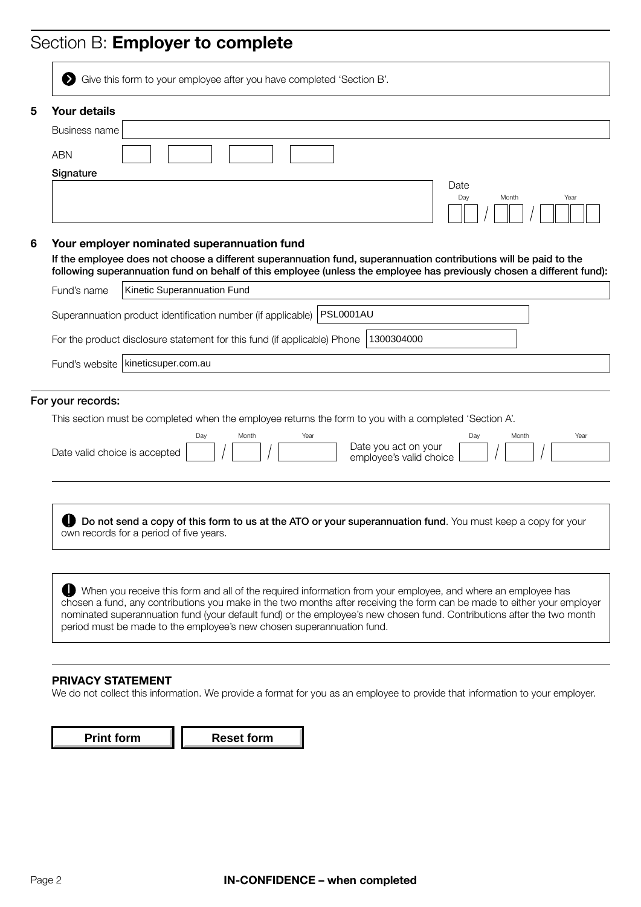# Section B: **Employer to complete**

Give this form to your employee after you have completed 'Section B'.

**5 Your details**

Business name

ABN

**Signature**

Date
Day / Month / Year

**6 Your employer nominated superannuation fund**

**If the employee does not choose a different superannuation fund, superannuation contributions will be paid to the following superannuation fund on behalf of this employee (unless the employee has previously chosen a different fund):**

Fund's name: Kinetic Superannuation Fund

Superannuation product identification number (if applicable): PSL0001AU

For the product disclosure statement for this fund (if applicable) Phone: 1300304000

Fund's website: kineticsuper.com.au

**For your records:**

This section must be completed when the employee returns the form to you with a completed 'Section A'.

Date valid choice is accepted: Day / Month / Year

Date you act on your employee's valid choice: Day / Month / Year

**Do not send a copy of this form to us at the ATO or your superannuation fund**. You must keep a copy for your own records for a period of five years.

When you receive this form and all of the required information from your employee, and where an employee has chosen a fund, any contributions you make in the two months after receiving the form can be made to either your employer nominated superannuation fund (your default fund) or the employee's new chosen fund. Contributions after the two month period must be made to the employee's new chosen superannuation fund.

**PRIVACY STATEMENT**

We do not collect this information. We provide a format for you as an employee to provide that information to your employer.

Print form | Reset form

IN-CONFIDENCE – when completed